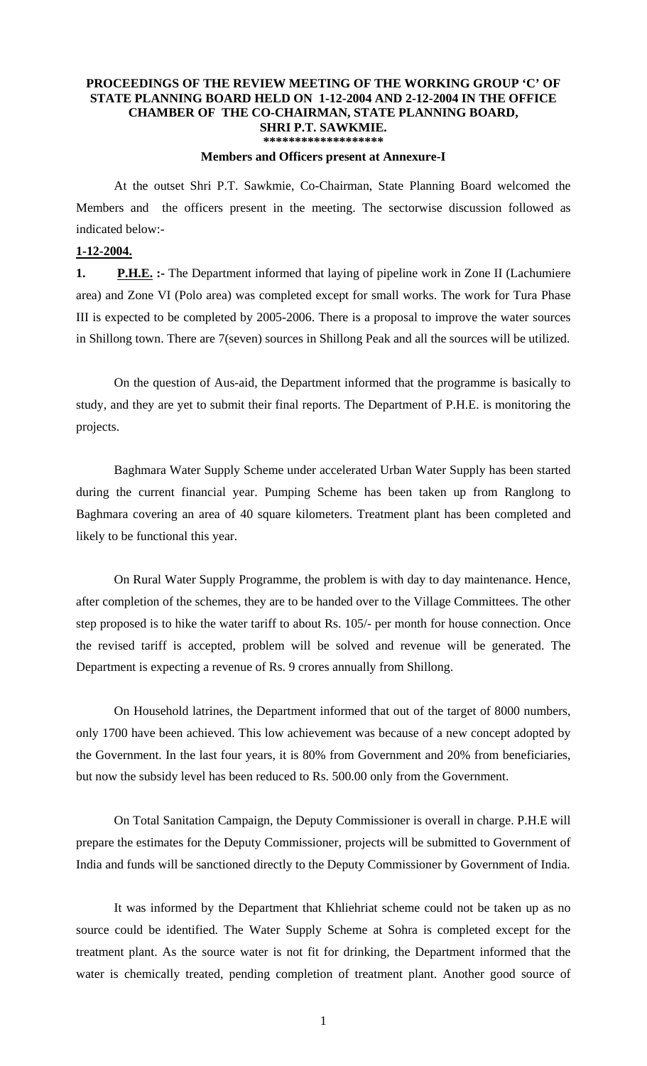**PROCEEDINGS OF THE REVIEW MEETING OF THE WORKING GROUP 'C' OF STATE PLANNING BOARD HELD ON 1-12-2004 AND 2-12-2004 IN THE OFFICE CHAMBER OF THE CO-CHAIRMAN, STATE PLANNING BOARD, SHRI P.T. SAWKMIE.**

**\*\*\*\*\*\*\*\*\*\*\*\*\*\*\*\*\*\*\***

**Members and Officers present at Annexure-I**

At the outset Shri P.T. Sawkmie, Co-Chairman, State Planning Board welcomed the Members and the officers present in the meeting. The sectorwise discussion followed as indicated below:-

**1-12-2004.**

**1. P.H.E. :-** The Department informed that laying of pipeline work in Zone II (Lachumiere area) and Zone VI (Polo area) was completed except for small works. The work for Tura Phase III is expected to be completed by 2005-2006. There is a proposal to improve the water sources in Shillong town. There are 7(seven) sources in Shillong Peak and all the sources will be utilized.

On the question of Aus-aid, the Department informed that the programme is basically to study, and they are yet to submit their final reports. The Department of P.H.E. is monitoring the projects.

Baghmara Water Supply Scheme under accelerated Urban Water Supply has been started during the current financial year. Pumping Scheme has been taken up from Ranglong to Baghmara covering an area of 40 square kilometers. Treatment plant has been completed and likely to be functional this year.

On Rural Water Supply Programme, the problem is with day to day maintenance. Hence, after completion of the schemes, they are to be handed over to the Village Committees. The other step proposed is to hike the water tariff to about Rs. 105/- per month for house connection. Once the revised tariff is accepted, problem will be solved and revenue will be generated. The Department is expecting a revenue of Rs. 9 crores annually from Shillong.

On Household latrines, the Department informed that out of the target of 8000 numbers, only 1700 have been achieved. This low achievement was because of a new concept adopted by the Government. In the last four years, it is 80% from Government and 20% from beneficiaries, but now the subsidy level has been reduced to Rs. 500.00 only from the Government.

On Total Sanitation Campaign, the Deputy Commissioner is overall in charge. P.H.E will prepare the estimates for the Deputy Commissioner, projects will be submitted to Government of India and funds will be sanctioned directly to the Deputy Commissioner by Government of India.

It was informed by the Department that Khliehriat scheme could not be taken up as no source could be identified. The Water Supply Scheme at Sohra is completed except for the treatment plant. As the source water is not fit for drinking, the Department informed that the water is chemically treated, pending completion of treatment plant. Another good source of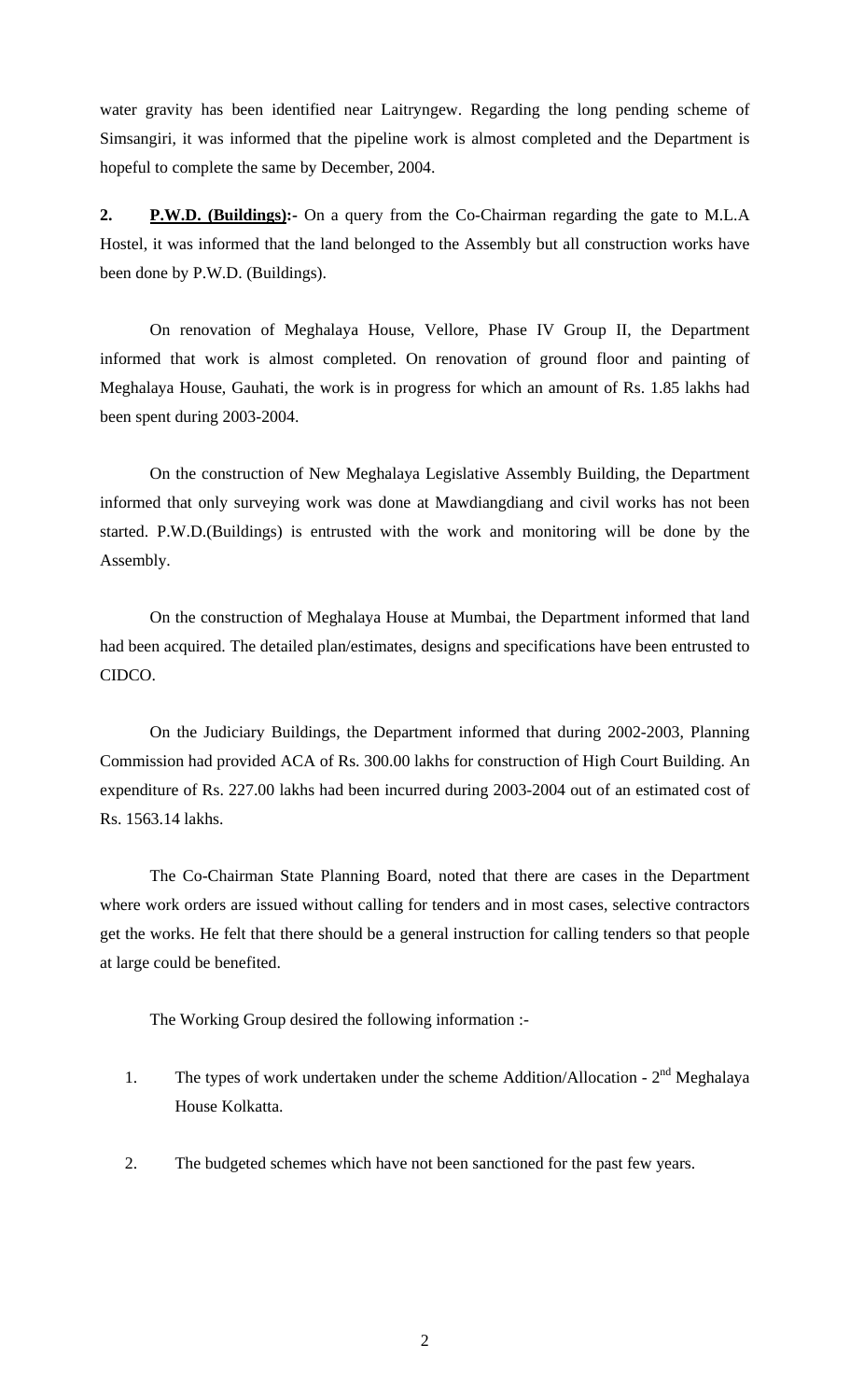water gravity has been identified near Laitryngew. Regarding the long pending scheme of Simsangiri, it was informed that the pipeline work is almost completed and the Department is hopeful to complete the same by December, 2004.

**2. <u>P.W.D. (Buildings)</u>:-** On a query from the Co-Chairman regarding the gate to M.L.A Hostel, it was informed that the land belonged to the Assembly but all construction works have been done by P.W.D. (Buildings).

On renovation of Meghalaya House, Vellore, Phase IV Group II, the Department informed that work is almost completed. On renovation of ground floor and painting of Meghalaya House, Gauhati, the work is in progress for which an amount of Rs. 1.85 lakhs had been spent during 2003-2004.

On the construction of New Meghalaya Legislative Assembly Building, the Department informed that only surveying work was done at Mawdiangdiang and civil works has not been started. P.W.D.(Buildings) is entrusted with the work and monitoring will be done by the Assembly.

On the construction of Meghalaya House at Mumbai, the Department informed that land had been acquired. The detailed plan/estimates, designs and specifications have been entrusted to CIDCO.

On the Judiciary Buildings, the Department informed that during 2002-2003, Planning Commission had provided ACA of Rs. 300.00 lakhs for construction of High Court Building. An expenditure of Rs. 227.00 lakhs had been incurred during 2003-2004 out of an estimated cost of Rs. 1563.14 lakhs.

The Co-Chairman State Planning Board, noted that there are cases in the Department where work orders are issued without calling for tenders and in most cases, selective contractors get the works. He felt that there should be a general instruction for calling tenders so that people at large could be benefited.

The Working Group desired the following information :-

1. The types of work undertaken under the scheme Addition/Allocation - 2nd Meghalaya House Kolkatta.
2. The budgeted schemes which have not been sanctioned for the past few years.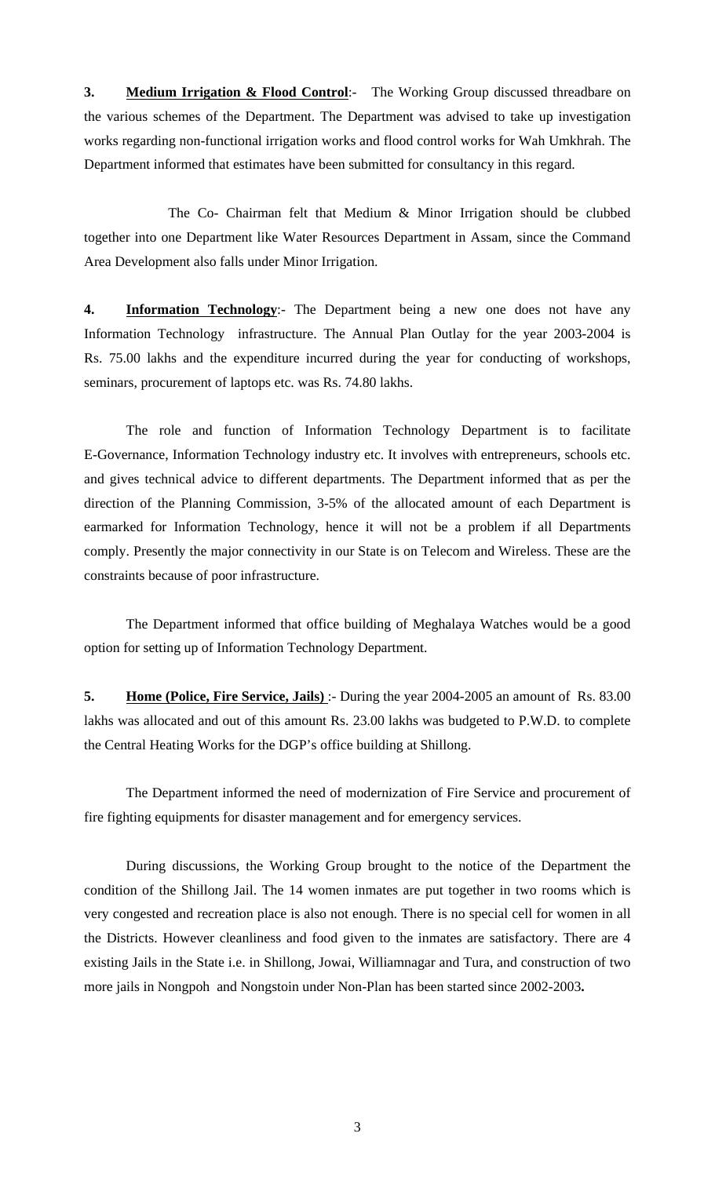**3. <u>Medium Irrigation & Flood Control</u>**:- The Working Group discussed threadbare on the various schemes of the Department. The Department was advised to take up investigation works regarding non-functional irrigation works and flood control works for Wah Umkhrah. The Department informed that estimates have been submitted for consultancy in this regard.

The Co- Chairman felt that Medium & Minor Irrigation should be clubbed together into one Department like Water Resources Department in Assam, since the Command Area Development also falls under Minor Irrigation.

**4. <u>Information Technology</u>**:- The Department being a new one does not have any Information Technology infrastructure. The Annual Plan Outlay for the year 2003-2004 is Rs. 75.00 lakhs and the expenditure incurred during the year for conducting of workshops, seminars, procurement of laptops etc. was Rs. 74.80 lakhs.

The role and function of Information Technology Department is to facilitate E-Governance, Information Technology industry etc. It involves with entrepreneurs, schools etc. and gives technical advice to different departments. The Department informed that as per the direction of the Planning Commission, 3-5% of the allocated amount of each Department is earmarked for Information Technology, hence it will not be a problem if all Departments comply. Presently the major connectivity in our State is on Telecom and Wireless. These are the constraints because of poor infrastructure.

The Department informed that office building of Meghalaya Watches would be a good option for setting up of Information Technology Department.

**5. <u>Home (Police, Fire Service, Jails)</u>** :- During the year 2004-2005 an amount of Rs. 83.00 lakhs was allocated and out of this amount Rs. 23.00 lakhs was budgeted to P.W.D. to complete the Central Heating Works for the DGP's office building at Shillong.

The Department informed the need of modernization of Fire Service and procurement of fire fighting equipments for disaster management and for emergency services.

During discussions, the Working Group brought to the notice of the Department the condition of the Shillong Jail. The 14 women inmates are put together in two rooms which is very congested and recreation place is also not enough. There is no special cell for women in all the Districts. However cleanliness and food given to the inmates are satisfactory. There are 4 existing Jails in the State i.e. in Shillong, Jowai, Williamnagar and Tura, and construction of two more jails in Nongpoh and Nongstoin under Non-Plan has been started since 2002-2003**.**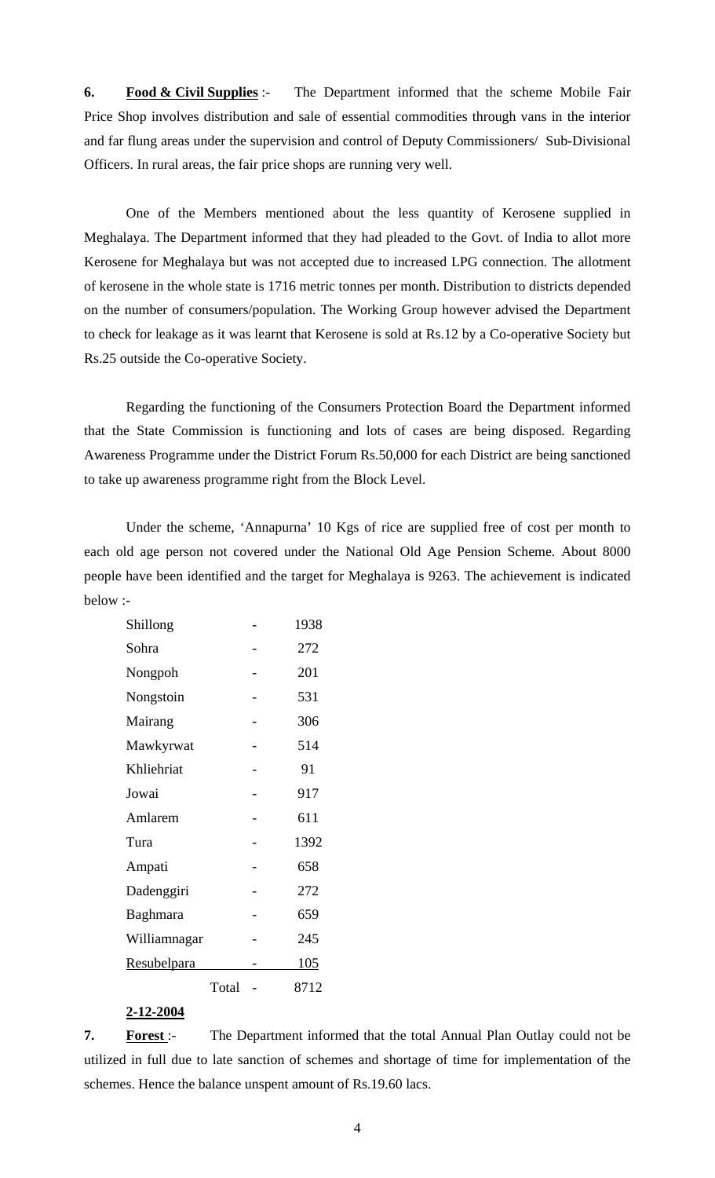**6. Food & Civil Supplies** :- The Department informed that the scheme Mobile Fair Price Shop involves distribution and sale of essential commodities through vans in the interior and far flung areas under the supervision and control of Deputy Commissioners/ Sub-Divisional Officers. In rural areas, the fair price shops are running very well.

One of the Members mentioned about the less quantity of Kerosene supplied in Meghalaya. The Department informed that they had pleaded to the Govt. of India to allot more Kerosene for Meghalaya but was not accepted due to increased LPG connection. The allotment of kerosene in the whole state is 1716 metric tonnes per month. Distribution to districts depended on the number of consumers/population. The Working Group however advised the Department to check for leakage as it was learnt that Kerosene is sold at Rs.12 by a Co-operative Society but Rs.25 outside the Co-operative Society.

Regarding the functioning of the Consumers Protection Board the Department informed that the State Commission is functioning and lots of cases are being disposed. Regarding Awareness Programme under the District Forum Rs.50,000 for each District are being sanctioned to take up awareness programme right from the Block Level.

Under the scheme, 'Annapurna' 10 Kgs of rice are supplied free of cost per month to each old age person not covered under the National Old Age Pension Scheme. About 8000 people have been identified and the target for Meghalaya is 9263. The achievement is indicated below :-

| | | |
|---|---|---|
| Shillong | - | 1938 |
| Sohra | - | 272 |
| Nongpoh | - | 201 |
| Nongstoin | - | 531 |
| Mairang | - | 306 |
| Mawkyrwat | - | 514 |
| Khliehriat | - | 91 |
| Jowai | - | 917 |
| Amlarem | - | 611 |
| Tura | - | 1392 |
| Ampati | - | 658 |
| Dadenggiri | - | 272 |
| Baghmara | - | 659 |
| Williamnagar | - | 245 |
| Resubelpara | - | 105 |
| Total | - | 8712 |

**2-12-2004**

**7. Forest** :- The Department informed that the total Annual Plan Outlay could not be utilized in full due to late sanction of schemes and shortage of time for implementation of the schemes. Hence the balance unspent amount of Rs.19.60 lacs.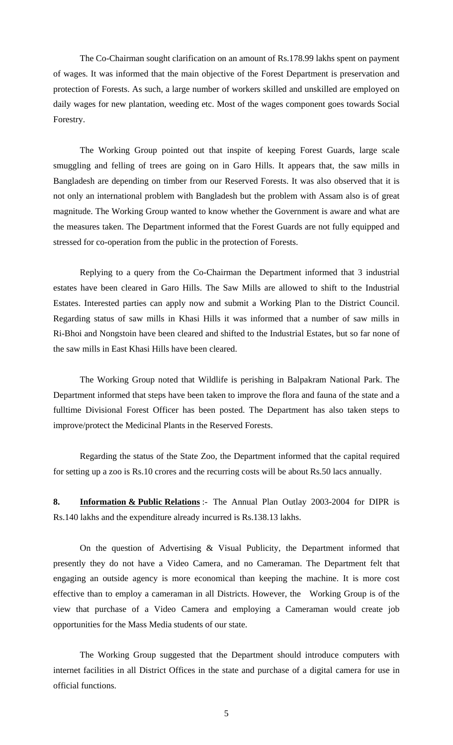The Co-Chairman sought clarification on an amount of Rs.178.99 lakhs spent on payment of wages. It was informed that the main objective of the Forest Department is preservation and protection of Forests. As such, a large number of workers skilled and unskilled are employed on daily wages for new plantation, weeding etc. Most of the wages component goes towards Social Forestry.

The Working Group pointed out that inspite of keeping Forest Guards, large scale smuggling and felling of trees are going on in Garo Hills. It appears that, the saw mills in Bangladesh are depending on timber from our Reserved Forests. It was also observed that it is not only an international problem with Bangladesh but the problem with Assam also is of great magnitude. The Working Group wanted to know whether the Government is aware and what are the measures taken. The Department informed that the Forest Guards are not fully equipped and stressed for co-operation from the public in the protection of Forests.

Replying to a query from the Co-Chairman the Department informed that 3 industrial estates have been cleared in Garo Hills. The Saw Mills are allowed to shift to the Industrial Estates. Interested parties can apply now and submit a Working Plan to the District Council. Regarding status of saw mills in Khasi Hills it was informed that a number of saw mills in Ri-Bhoi and Nongstoin have been cleared and shifted to the Industrial Estates, but so far none of the saw mills in East Khasi Hills have been cleared.

The Working Group noted that Wildlife is perishing in Balpakram National Park. The Department informed that steps have been taken to improve the flora and fauna of the state and a fulltime Divisional Forest Officer has been posted. The Department has also taken steps to improve/protect the Medicinal Plants in the Reserved Forests.

Regarding the status of the State Zoo, the Department informed that the capital required for setting up a zoo is Rs.10 crores and the recurring costs will be about Rs.50 lacs annually.

**8. <u>Information & Public Relations</u>** :- The Annual Plan Outlay 2003-2004 for DIPR is Rs.140 lakhs and the expenditure already incurred is Rs.138.13 lakhs.

On the question of Advertising & Visual Publicity, the Department informed that presently they do not have a Video Camera, and no Cameraman. The Department felt that engaging an outside agency is more economical than keeping the machine. It is more cost effective than to employ a cameraman in all Districts. However, the Working Group is of the view that purchase of a Video Camera and employing a Cameraman would create job opportunities for the Mass Media students of our state.

The Working Group suggested that the Department should introduce computers with internet facilities in all District Offices in the state and purchase of a digital camera for use in official functions.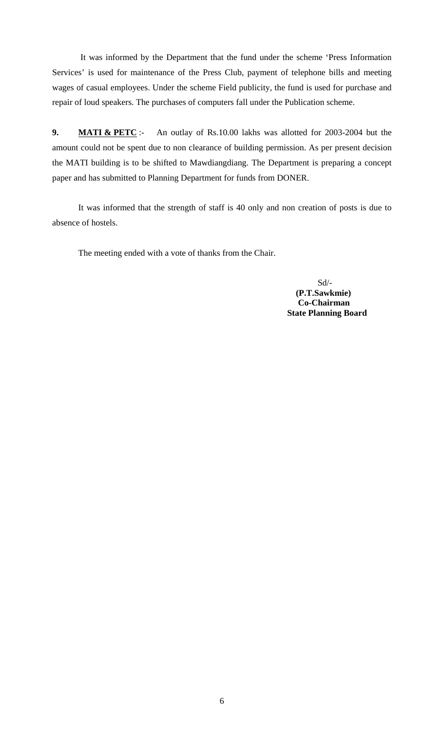It was informed by the Department that the fund under the scheme 'Press Information Services' is used for maintenance of the Press Club, payment of telephone bills and meeting wages of casual employees. Under the scheme Field publicity, the fund is used for purchase and repair of loud speakers. The purchases of computers fall under the Publication scheme.

**9. <u>MATI & PETC</u>** :- An outlay of Rs.10.00 lakhs was allotted for 2003-2004 but the amount could not be spent due to non clearance of building permission. As per present decision the MATI building is to be shifted to Mawdiangdiang. The Department is preparing a concept paper and has submitted to Planning Department for funds from DONER.

It was informed that the strength of staff is 40 only and non creation of posts is due to absence of hostels.

The meeting ended with a vote of thanks from the Chair.

Sd/-
**(P.T.Sawkmie)**
**Co-Chairman**
**State Planning Board**